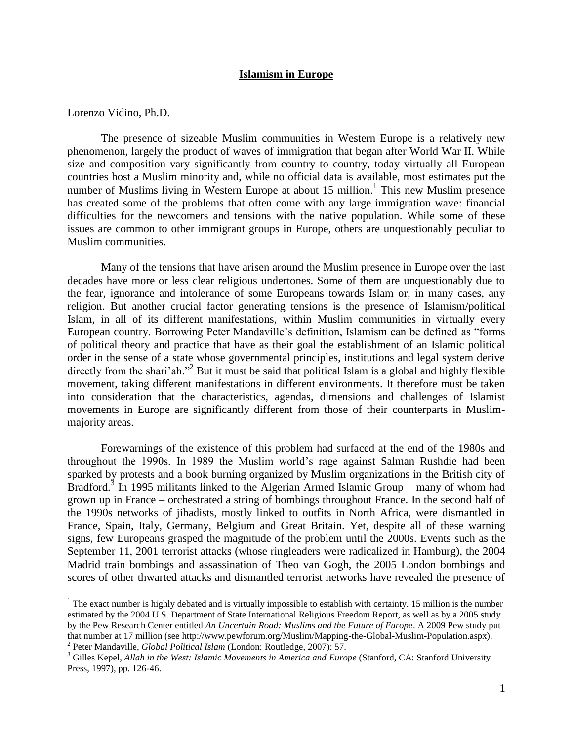# Islamism in Europe

Lorenzo Vidino, Ph.D.

The presence of sizeable Muslim communities in Western Europe is a relatively new phenomenon, largely the product of waves of immigration that began after World War II. While size and composition vary significantly from country to country, today virtually all European countries host a Muslim minority and, while no official data is available, most estimates put the number of Muslims living in Western Europe at about 15 million.[1] This new Muslim presence has created some of the problems that often come with any large immigration wave: financial difficulties for the newcomers and tensions with the native population. While some of these issues are common to other immigrant groups in Europe, others are unquestionably peculiar to Muslim communities.

Many of the tensions that have arisen around the Muslim presence in Europe over the last decades have more or less clear religious undertones. Some of them are unquestionably due to the fear, ignorance and intolerance of some Europeans towards Islam or, in many cases, any religion. But another crucial factor generating tensions is the presence of Islamism/political Islam, in all of its different manifestations, within Muslim communities in virtually every European country. Borrowing Peter Mandaville's definition, Islamism can be defined as "forms of political theory and practice that have as their goal the establishment of an Islamic political order in the sense of a state whose governmental principles, institutions and legal system derive directly from the shari'ah."[2] But it must be said that political Islam is a global and highly flexible movement, taking different manifestations in different environments. It therefore must be taken into consideration that the characteristics, agendas, dimensions and challenges of Islamist movements in Europe are significantly different from those of their counterparts in Muslim-majority areas.

Forewarnings of the existence of this problem had surfaced at the end of the 1980s and throughout the 1990s. In 1989 the Muslim world's rage against Salman Rushdie had been sparked by protests and a book burning organized by Muslim organizations in the British city of Bradford.[3] In 1995 militants linked to the Algerian Armed Islamic Group – many of whom had grown up in France – orchestrated a string of bombings throughout France. In the second half of the 1990s networks of jihadists, mostly linked to outfits in North Africa, were dismantled in France, Spain, Italy, Germany, Belgium and Great Britain. Yet, despite all of these warning signs, few Europeans grasped the magnitude of the problem until the 2000s. Events such as the September 11, 2001 terrorist attacks (whose ringleaders were radicalized in Hamburg), the 2004 Madrid train bombings and assassination of Theo van Gogh, the 2005 London bombings and scores of other thwarted attacks and dismantled terrorist networks have revealed the presence of

---

[1] The exact number is highly debated and is virtually impossible to establish with certainty. 15 million is the number estimated by the 2004 U.S. Department of State International Religious Freedom Report, as well as by a 2005 study by the Pew Research Center entitled *An Uncertain Road: Muslims and the Future of Europe*. A 2009 Pew study put that number at 17 million (see http://www.pewforum.org/Muslim/Mapping-the-Global-Muslim-Population.aspx).

[2] Peter Mandaville, *Global Political Islam* (London: Routledge, 2007): 57.

[3] Gilles Kepel, *Allah in the West: Islamic Movements in America and Europe* (Stanford, CA: Stanford University Press, 1997), pp. 126-46.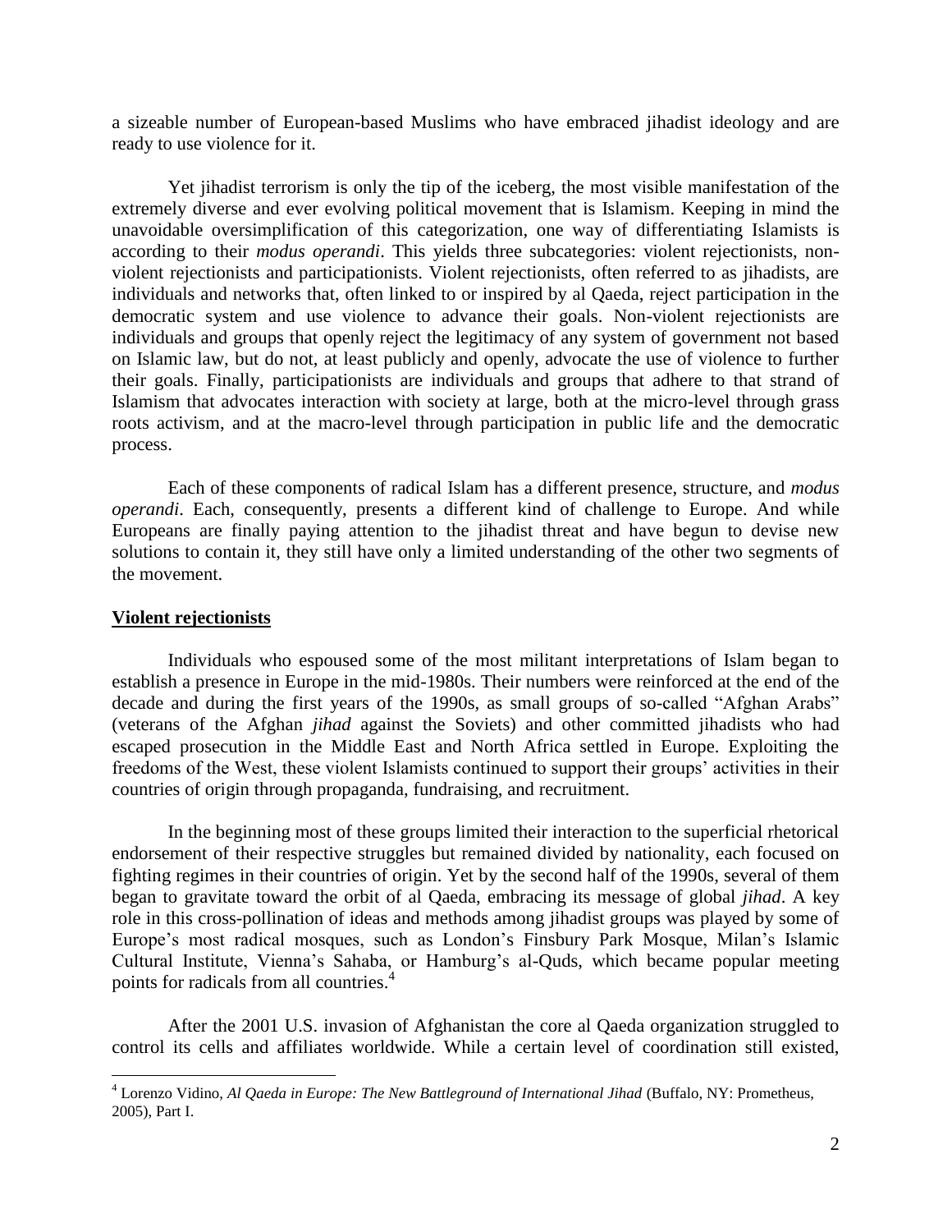a sizeable number of European-based Muslims who have embraced jihadist ideology and are ready to use violence for it.

Yet jihadist terrorism is only the tip of the iceberg, the most visible manifestation of the extremely diverse and ever evolving political movement that is Islamism. Keeping in mind the unavoidable oversimplification of this categorization, one way of differentiating Islamists is according to their *modus operandi*. This yields three subcategories: violent rejectionists, non-violent rejectionists and participationists. Violent rejectionists, often referred to as jihadists, are individuals and networks that, often linked to or inspired by al Qaeda, reject participation in the democratic system and use violence to advance their goals. Non-violent rejectionists are individuals and groups that openly reject the legitimacy of any system of government not based on Islamic law, but do not, at least publicly and openly, advocate the use of violence to further their goals. Finally, participationists are individuals and groups that adhere to that strand of Islamism that advocates interaction with society at large, both at the micro-level through grass roots activism, and at the macro-level through participation in public life and the democratic process.

Each of these components of radical Islam has a different presence, structure, and *modus operandi*. Each, consequently, presents a different kind of challenge to Europe. And while Europeans are finally paying attention to the jihadist threat and have begun to devise new solutions to contain it, they still have only a limited understanding of the other two segments of the movement.

## Violent rejectionists

Individuals who espoused some of the most militant interpretations of Islam began to establish a presence in Europe in the mid-1980s. Their numbers were reinforced at the end of the decade and during the first years of the 1990s, as small groups of so-called "Afghan Arabs" (veterans of the Afghan *jihad* against the Soviets) and other committed jihadists who had escaped prosecution in the Middle East and North Africa settled in Europe. Exploiting the freedoms of the West, these violent Islamists continued to support their groups' activities in their countries of origin through propaganda, fundraising, and recruitment.

In the beginning most of these groups limited their interaction to the superficial rhetorical endorsement of their respective struggles but remained divided by nationality, each focused on fighting regimes in their countries of origin. Yet by the second half of the 1990s, several of them began to gravitate toward the orbit of al Qaeda, embracing its message of global *jihad*. A key role in this cross-pollination of ideas and methods among jihadist groups was played by some of Europe's most radical mosques, such as London's Finsbury Park Mosque, Milan's Islamic Cultural Institute, Vienna's Sahaba, or Hamburg's al-Quds, which became popular meeting points for radicals from all countries.[4]

After the 2001 U.S. invasion of Afghanistan the core al Qaeda organization struggled to control its cells and affiliates worldwide. While a certain level of coordination still existed,

---

[4] Lorenzo Vidino, *Al Qaeda in Europe: The New Battleground of International Jihad* (Buffalo, NY: Prometheus, 2005), Part I.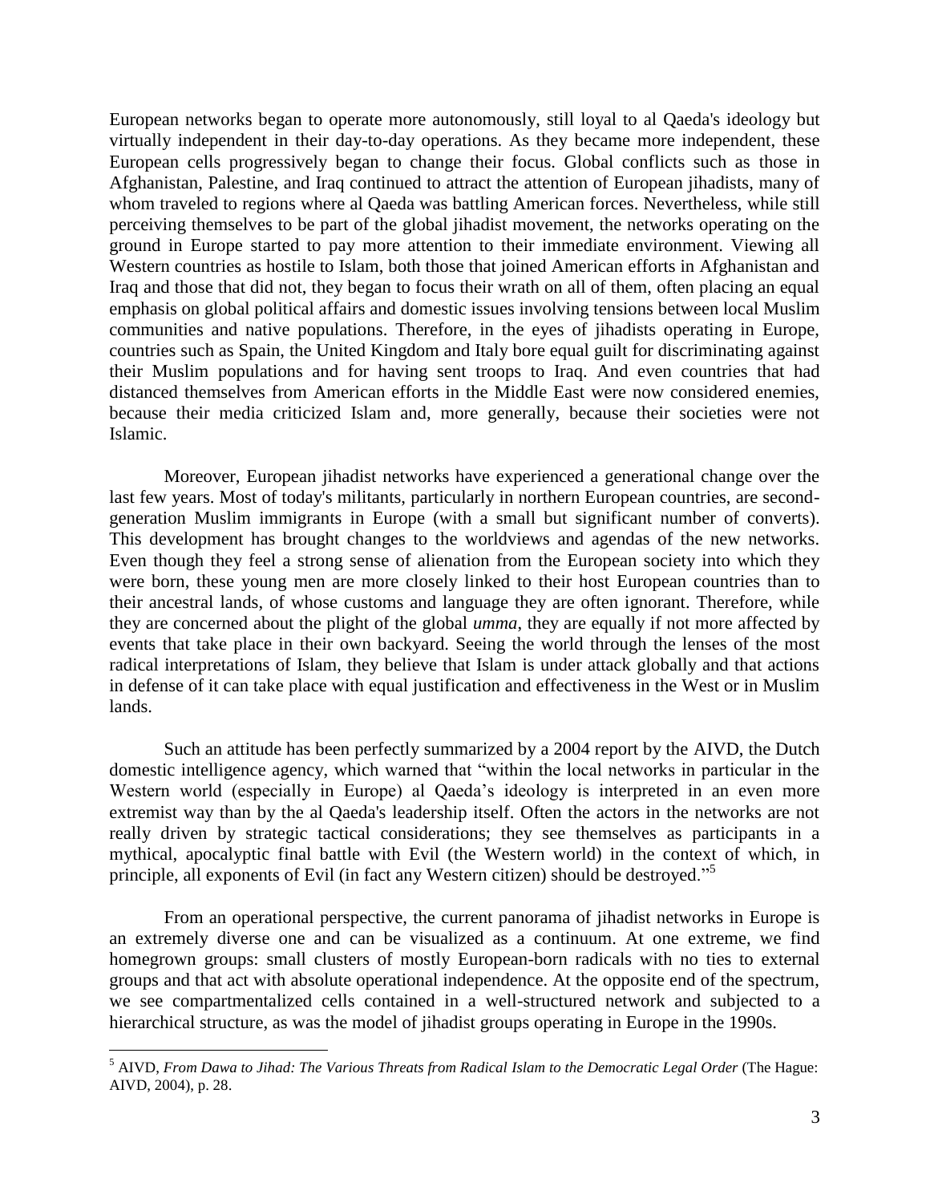European networks began to operate more autonomously, still loyal to al Qaeda's ideology but virtually independent in their day-to-day operations. As they became more independent, these European cells progressively began to change their focus. Global conflicts such as those in Afghanistan, Palestine, and Iraq continued to attract the attention of European jihadists, many of whom traveled to regions where al Qaeda was battling American forces. Nevertheless, while still perceiving themselves to be part of the global jihadist movement, the networks operating on the ground in Europe started to pay more attention to their immediate environment. Viewing all Western countries as hostile to Islam, both those that joined American efforts in Afghanistan and Iraq and those that did not, they began to focus their wrath on all of them, often placing an equal emphasis on global political affairs and domestic issues involving tensions between local Muslim communities and native populations. Therefore, in the eyes of jihadists operating in Europe, countries such as Spain, the United Kingdom and Italy bore equal guilt for discriminating against their Muslim populations and for having sent troops to Iraq. And even countries that had distanced themselves from American efforts in the Middle East were now considered enemies, because their media criticized Islam and, more generally, because their societies were not Islamic.

Moreover, European jihadist networks have experienced a generational change over the last few years. Most of today's militants, particularly in northern European countries, are second-generation Muslim immigrants in Europe (with a small but significant number of converts). This development has brought changes to the worldviews and agendas of the new networks. Even though they feel a strong sense of alienation from the European society into which they were born, these young men are more closely linked to their host European countries than to their ancestral lands, of whose customs and language they are often ignorant. Therefore, while they are concerned about the plight of the global *umma*, they are equally if not more affected by events that take place in their own backyard. Seeing the world through the lenses of the most radical interpretations of Islam, they believe that Islam is under attack globally and that actions in defense of it can take place with equal justification and effectiveness in the West or in Muslim lands.

Such an attitude has been perfectly summarized by a 2004 report by the AIVD, the Dutch domestic intelligence agency, which warned that "within the local networks in particular in the Western world (especially in Europe) al Qaeda's ideology is interpreted in an even more extremist way than by the al Qaeda's leadership itself. Often the actors in the networks are not really driven by strategic tactical considerations; they see themselves as participants in a mythical, apocalyptic final battle with Evil (the Western world) in the context of which, in principle, all exponents of Evil (in fact any Western citizen) should be destroyed."[5]

From an operational perspective, the current panorama of jihadist networks in Europe is an extremely diverse one and can be visualized as a continuum. At one extreme, we find homegrown groups: small clusters of mostly European-born radicals with no ties to external groups and that act with absolute operational independence. At the opposite end of the spectrum, we see compartmentalized cells contained in a well-structured network and subjected to a hierarchical structure, as was the model of jihadist groups operating in Europe in the 1990s.

---

[5] AIVD, *From Dawa to Jihad: The Various Threats from Radical Islam to the Democratic Legal Order* (The Hague: AIVD, 2004), p. 28.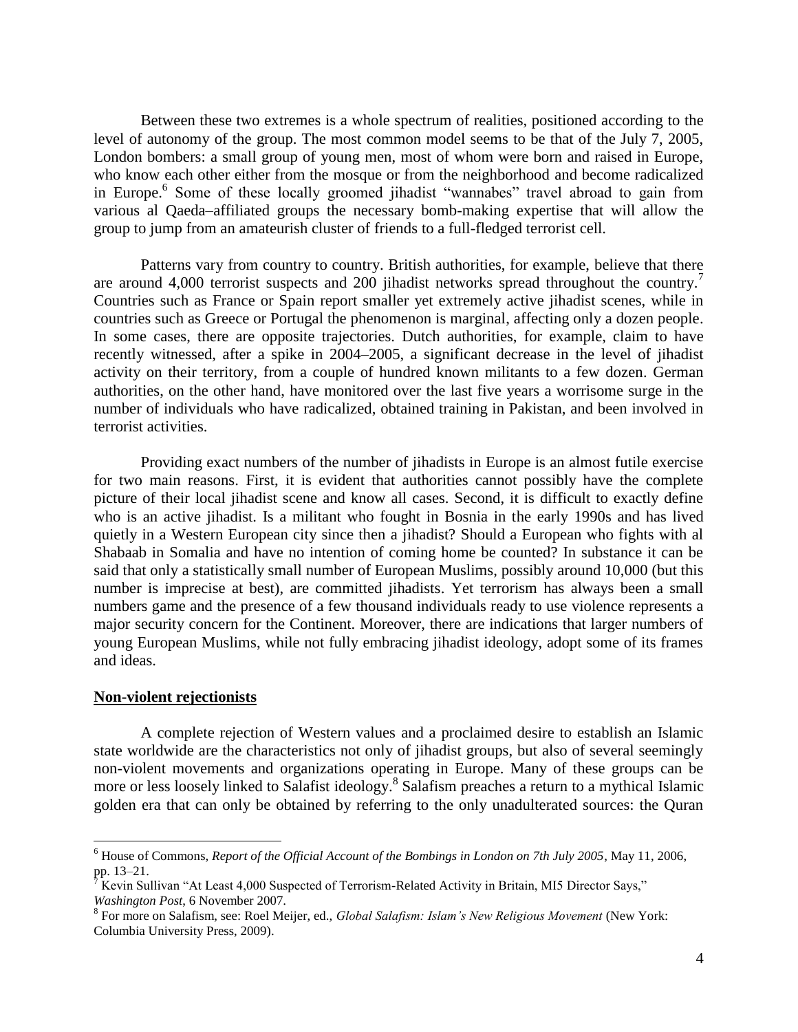Between these two extremes is a whole spectrum of realities, positioned according to the level of autonomy of the group. The most common model seems to be that of the July 7, 2005, London bombers: a small group of young men, most of whom were born and raised in Europe, who know each other either from the mosque or from the neighborhood and become radicalized in Europe.[6] Some of these locally groomed jihadist "wannabes" travel abroad to gain from various al Qaeda–affiliated groups the necessary bomb-making expertise that will allow the group to jump from an amateurish cluster of friends to a full-fledged terrorist cell.

Patterns vary from country to country. British authorities, for example, believe that there are around 4,000 terrorist suspects and 200 jihadist networks spread throughout the country.[7] Countries such as France or Spain report smaller yet extremely active jihadist scenes, while in countries such as Greece or Portugal the phenomenon is marginal, affecting only a dozen people. In some cases, there are opposite trajectories. Dutch authorities, for example, claim to have recently witnessed, after a spike in 2004–2005, a significant decrease in the level of jihadist activity on their territory, from a couple of hundred known militants to a few dozen. German authorities, on the other hand, have monitored over the last five years a worrisome surge in the number of individuals who have radicalized, obtained training in Pakistan, and been involved in terrorist activities.

Providing exact numbers of the number of jihadists in Europe is an almost futile exercise for two main reasons. First, it is evident that authorities cannot possibly have the complete picture of their local jihadist scene and know all cases. Second, it is difficult to exactly define who is an active jihadist. Is a militant who fought in Bosnia in the early 1990s and has lived quietly in a Western European city since then a jihadist? Should a European who fights with al Shabaab in Somalia and have no intention of coming home be counted? In substance it can be said that only a statistically small number of European Muslims, possibly around 10,000 (but this number is imprecise at best), are committed jihadists. Yet terrorism has always been a small numbers game and the presence of a few thousand individuals ready to use violence represents a major security concern for the Continent. Moreover, there are indications that larger numbers of young European Muslims, while not fully embracing jihadist ideology, adopt some of its frames and ideas.

## Non-violent rejectionists

A complete rejection of Western values and a proclaimed desire to establish an Islamic state worldwide are the characteristics not only of jihadist groups, but also of several seemingly non-violent movements and organizations operating in Europe. Many of these groups can be more or less loosely linked to Salafist ideology.[8] Salafism preaches a return to a mythical Islamic golden era that can only be obtained by referring to the only unadulterated sources: the Quran

---

[6] House of Commons, *Report of the Official Account of the Bombings in London on 7th July 2005*, May 11, 2006, pp. 13–21.

[7] Kevin Sullivan "At Least 4,000 Suspected of Terrorism-Related Activity in Britain, MI5 Director Says," *Washington Post*, 6 November 2007.

[8] For more on Salafism, see: Roel Meijer, ed., *Global Salafism: Islam's New Religious Movement* (New York: Columbia University Press, 2009).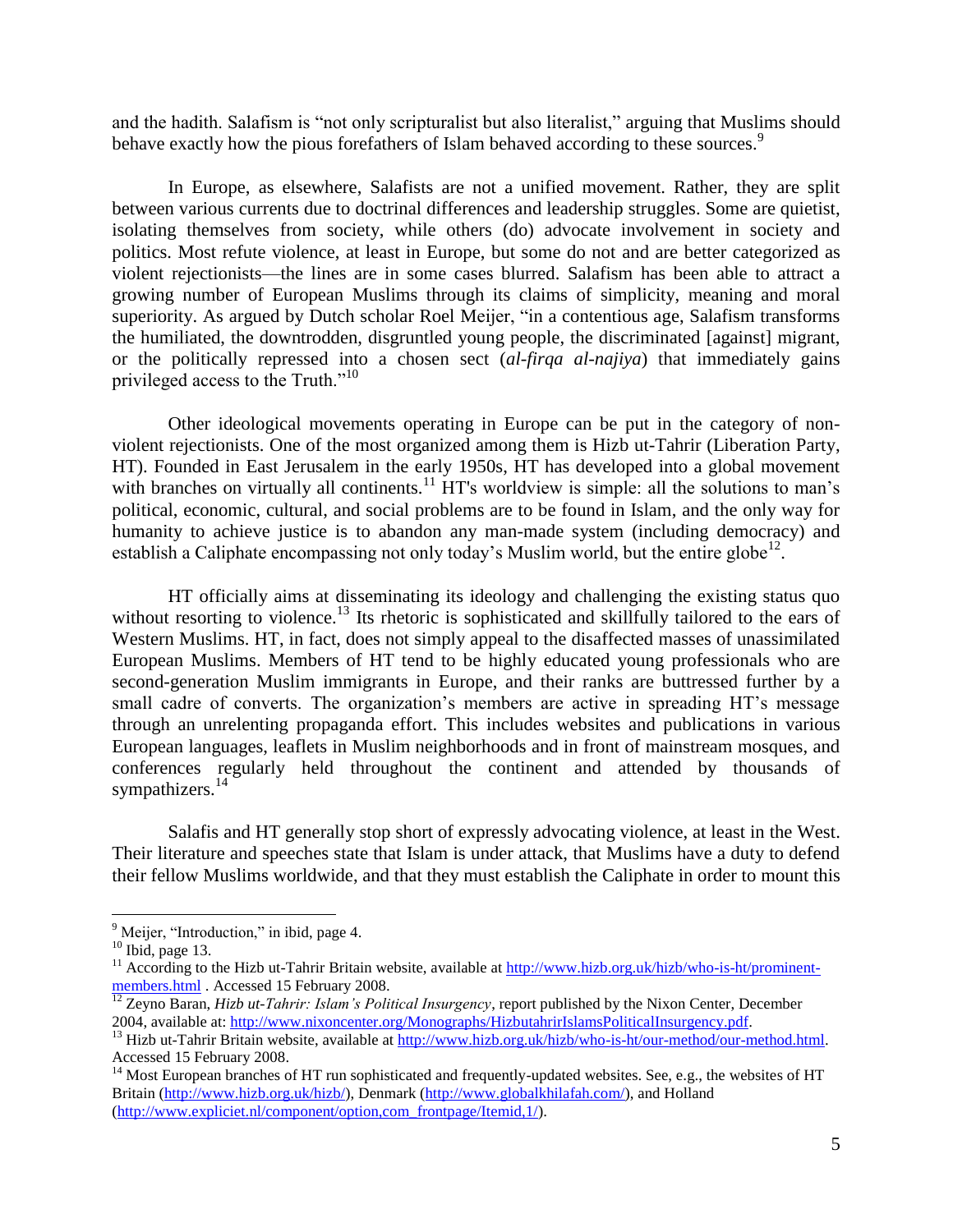and the hadith. Salafism is "not only scripturalist but also literalist," arguing that Muslims should behave exactly how the pious forefathers of Islam behaved according to these sources.[9]

In Europe, as elsewhere, Salafists are not a unified movement. Rather, they are split between various currents due to doctrinal differences and leadership struggles. Some are quietist, isolating themselves from society, while others (do) advocate involvement in society and politics. Most refute violence, at least in Europe, but some do not and are better categorized as violent rejectionists—the lines are in some cases blurred. Salafism has been able to attract a growing number of European Muslims through its claims of simplicity, meaning and moral superiority. As argued by Dutch scholar Roel Meijer, "in a contentious age, Salafism transforms the humiliated, the downtrodden, disgruntled young people, the discriminated [against] migrant, or the politically repressed into a chosen sect (*al-firqa al-najiya*) that immediately gains privileged access to the Truth."[10]

Other ideological movements operating in Europe can be put in the category of non-violent rejectionists. One of the most organized among them is Hizb ut-Tahrir (Liberation Party, HT). Founded in East Jerusalem in the early 1950s, HT has developed into a global movement with branches on virtually all continents.[11] HT's worldview is simple: all the solutions to man's political, economic, cultural, and social problems are to be found in Islam, and the only way for humanity to achieve justice is to abandon any man-made system (including democracy) and establish a Caliphate encompassing not only today's Muslim world, but the entire globe[12].

HT officially aims at disseminating its ideology and challenging the existing status quo without resorting to violence.[13] Its rhetoric is sophisticated and skillfully tailored to the ears of Western Muslims. HT, in fact, does not simply appeal to the disaffected masses of unassimilated European Muslims. Members of HT tend to be highly educated young professionals who are second-generation Muslim immigrants in Europe, and their ranks are buttressed further by a small cadre of converts. The organization's members are active in spreading HT's message through an unrelenting propaganda effort. This includes websites and publications in various European languages, leaflets in Muslim neighborhoods and in front of mainstream mosques, and conferences regularly held throughout the continent and attended by thousands of sympathizers.[14]

Salafis and HT generally stop short of expressly advocating violence, at least in the West. Their literature and speeches state that Islam is under attack, that Muslims have a duty to defend their fellow Muslims worldwide, and that they must establish the Caliphate in order to mount this

---

[9] Meijer, "Introduction," in ibid, page 4.

[10] Ibid, page 13.

[11] According to the Hizb ut-Tahrir Britain website, available at http://www.hizb.org.uk/hizb/who-is-ht/prominent-members.html . Accessed 15 February 2008.

[12] Zeyno Baran, *Hizb ut-Tahrir: Islam's Political Insurgency*, report published by the Nixon Center, December 2004, available at: http://www.nixoncenter.org/Monographs/HizbutahrirIslamsPoliticalInsurgency.pdf.

[13] Hizb ut-Tahrir Britain website, available at http://www.hizb.org.uk/hizb/who-is-ht/our-method/our-method.html. Accessed 15 February 2008.

[14] Most European branches of HT run sophisticated and frequently-updated websites. See, e.g., the websites of HT Britain (http://www.hizb.org.uk/hizb/), Denmark (http://www.globalkhilafah.com/), and Holland (http://www.expliciet.nl/component/option,com_frontpage/Itemid,1/).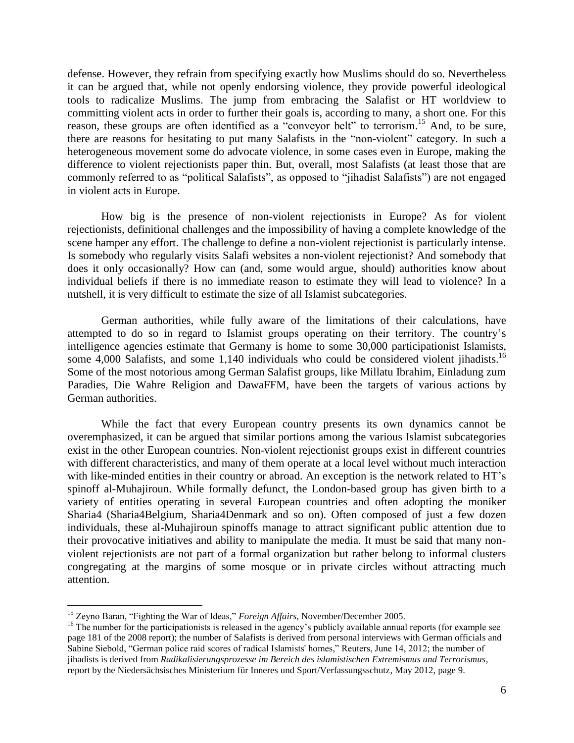defense. However, they refrain from specifying exactly how Muslims should do so. Nevertheless it can be argued that, while not openly endorsing violence, they provide powerful ideological tools to radicalize Muslims. The jump from embracing the Salafist or HT worldview to committing violent acts in order to further their goals is, according to many, a short one. For this reason, these groups are often identified as a "conveyor belt" to terrorism.[15] And, to be sure, there are reasons for hesitating to put many Salafists in the "non-violent" category. In such a heterogeneous movement some do advocate violence, in some cases even in Europe, making the difference to violent rejectionists paper thin. But, overall, most Salafists (at least those that are commonly referred to as "political Salafists", as opposed to "jihadist Salafists") are not engaged in violent acts in Europe.

How big is the presence of non-violent rejectionists in Europe? As for violent rejectionists, definitional challenges and the impossibility of having a complete knowledge of the scene hamper any effort. The challenge to define a non-violent rejectionist is particularly intense. Is somebody who regularly visits Salafi websites a non-violent rejectionist? And somebody that does it only occasionally? How can (and, some would argue, should) authorities know about individual beliefs if there is no immediate reason to estimate they will lead to violence? In a nutshell, it is very difficult to estimate the size of all Islamist subcategories.

German authorities, while fully aware of the limitations of their calculations, have attempted to do so in regard to Islamist groups operating on their territory. The country's intelligence agencies estimate that Germany is home to some 30,000 participationist Islamists, some 4,000 Salafists, and some 1,140 individuals who could be considered violent jihadists.[16] Some of the most notorious among German Salafist groups, like Millatu Ibrahim, Einladung zum Paradies, Die Wahre Religion and DawaFFM, have been the targets of various actions by German authorities.

While the fact that every European country presents its own dynamics cannot be overemphasized, it can be argued that similar portions among the various Islamist subcategories exist in the other European countries. Non-violent rejectionist groups exist in different countries with different characteristics, and many of them operate at a local level without much interaction with like-minded entities in their country or abroad. An exception is the network related to HT's spinoff al-Muhajiroun. While formally defunct, the London-based group has given birth to a variety of entities operating in several European countries and often adopting the moniker Sharia4 (Sharia4Belgium, Sharia4Denmark and so on). Often composed of just a few dozen individuals, these al-Muhajiroun spinoffs manage to attract significant public attention due to their provocative initiatives and ability to manipulate the media. It must be said that many non-violent rejectionists are not part of a formal organization but rather belong to informal clusters congregating at the margins of some mosque or in private circles without attracting much attention.

---

[15] Zeyno Baran, "Fighting the War of Ideas," *Foreign Affairs*, November/December 2005.

[16] The number for the participationists is released in the agency's publicly available annual reports (for example see page 181 of the 2008 report); the number of Salafists is derived from personal interviews with German officials and Sabine Siebold, "German police raid scores of radical Islamists' homes," Reuters, June 14, 2012; the number of jihadists is derived from *Radikalisierungsprozesse im Bereich des islamistischen Extremismus und Terrorismus*, report by the Niedersächsisches Ministerium für Inneres und Sport/Verfassungsschutz, May 2012, page 9.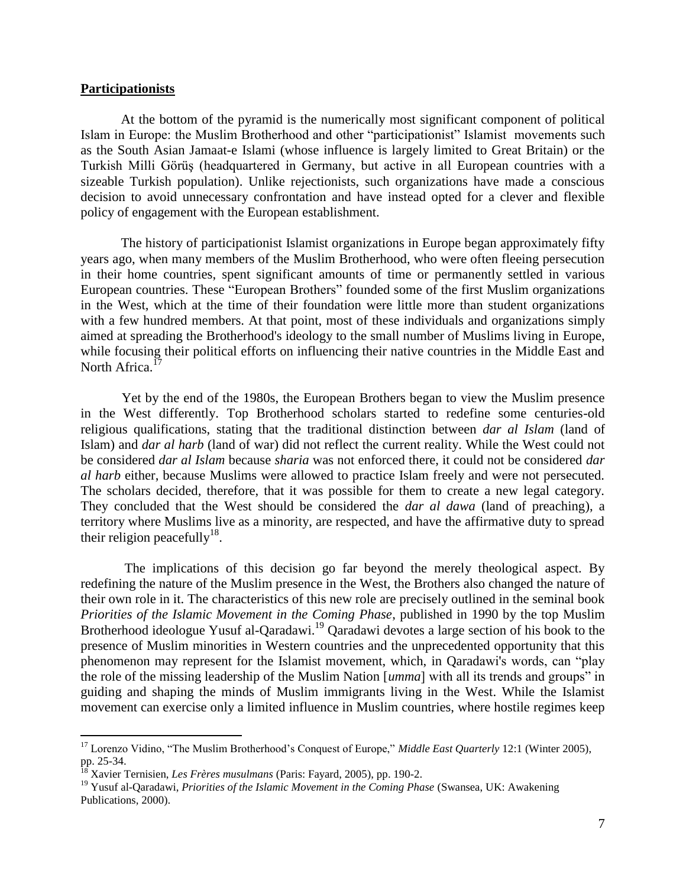**Participationists**

At the bottom of the pyramid is the numerically most significant component of political Islam in Europe: the Muslim Brotherhood and other "participationist" Islamist movements such as the South Asian Jamaat-e Islami (whose influence is largely limited to Great Britain) or the Turkish Milli Görüş (headquartered in Germany, but active in all European countries with a sizeable Turkish population). Unlike rejectionists, such organizations have made a conscious decision to avoid unnecessary confrontation and have instead opted for a clever and flexible policy of engagement with the European establishment.

The history of participationist Islamist organizations in Europe began approximately fifty years ago, when many members of the Muslim Brotherhood, who were often fleeing persecution in their home countries, spent significant amounts of time or permanently settled in various European countries. These "European Brothers" founded some of the first Muslim organizations in the West, which at the time of their foundation were little more than student organizations with a few hundred members. At that point, most of these individuals and organizations simply aimed at spreading the Brotherhood's ideology to the small number of Muslims living in Europe, while focusing their political efforts on influencing their native countries in the Middle East and North Africa.[17]

Yet by the end of the 1980s, the European Brothers began to view the Muslim presence in the West differently. Top Brotherhood scholars started to redefine some centuries-old religious qualifications, stating that the traditional distinction between *dar al Islam* (land of Islam) and *dar al harb* (land of war) did not reflect the current reality. While the West could not be considered *dar al Islam* because *sharia* was not enforced there, it could not be considered *dar al harb* either, because Muslims were allowed to practice Islam freely and were not persecuted. The scholars decided, therefore, that it was possible for them to create a new legal category. They concluded that the West should be considered the *dar al dawa* (land of preaching), a territory where Muslims live as a minority, are respected, and have the affirmative duty to spread their religion peacefully[18].

The implications of this decision go far beyond the merely theological aspect. By redefining the nature of the Muslim presence in the West, the Brothers also changed the nature of their own role in it. The characteristics of this new role are precisely outlined in the seminal book *Priorities of the Islamic Movement in the Coming Phase*, published in 1990 by the top Muslim Brotherhood ideologue Yusuf al-Qaradawi.[19] Qaradawi devotes a large section of his book to the presence of Muslim minorities in Western countries and the unprecedented opportunity that this phenomenon may represent for the Islamist movement, which, in Qaradawi's words, can "play the role of the missing leadership of the Muslim Nation [*umma*] with all its trends and groups" in guiding and shaping the minds of Muslim immigrants living in the West. While the Islamist movement can exercise only a limited influence in Muslim countries, where hostile regimes keep

---

[17] Lorenzo Vidino, "The Muslim Brotherhood's Conquest of Europe," *Middle East Quarterly* 12:1 (Winter 2005), pp. 25-34.

[18] Xavier Ternisien, *Les Frères musulmans* (Paris: Fayard, 2005), pp. 190-2.

[19] Yusuf al-Qaradawi, *Priorities of the Islamic Movement in the Coming Phase* (Swansea, UK: Awakening Publications, 2000).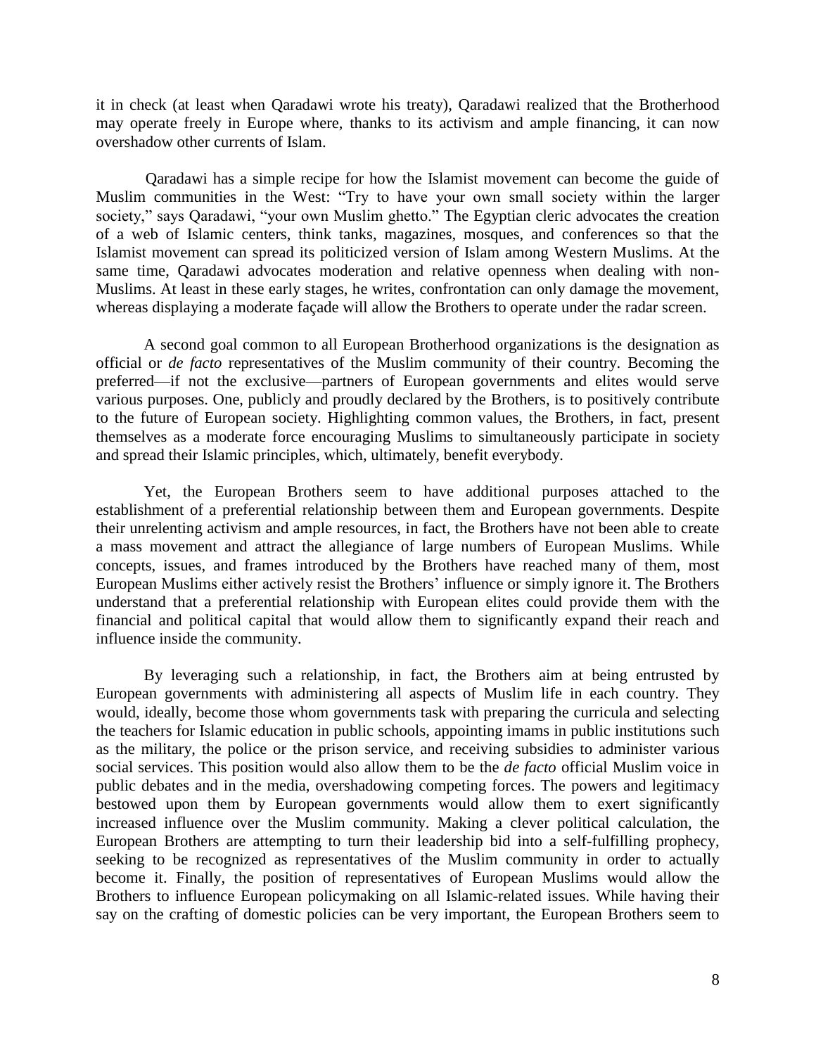it in check (at least when Qaradawi wrote his treaty), Qaradawi realized that the Brotherhood may operate freely in Europe where, thanks to its activism and ample financing, it can now overshadow other currents of Islam.

Qaradawi has a simple recipe for how the Islamist movement can become the guide of Muslim communities in the West: "Try to have your own small society within the larger society," says Qaradawi, "your own Muslim ghetto." The Egyptian cleric advocates the creation of a web of Islamic centers, think tanks, magazines, mosques, and conferences so that the Islamist movement can spread its politicized version of Islam among Western Muslims. At the same time, Qaradawi advocates moderation and relative openness when dealing with non-Muslims. At least in these early stages, he writes, confrontation can only damage the movement, whereas displaying a moderate façade will allow the Brothers to operate under the radar screen.

A second goal common to all European Brotherhood organizations is the designation as official or *de facto* representatives of the Muslim community of their country. Becoming the preferred—if not the exclusive—partners of European governments and elites would serve various purposes. One, publicly and proudly declared by the Brothers, is to positively contribute to the future of European society. Highlighting common values, the Brothers, in fact, present themselves as a moderate force encouraging Muslims to simultaneously participate in society and spread their Islamic principles, which, ultimately, benefit everybody.

Yet, the European Brothers seem to have additional purposes attached to the establishment of a preferential relationship between them and European governments. Despite their unrelenting activism and ample resources, in fact, the Brothers have not been able to create a mass movement and attract the allegiance of large numbers of European Muslims. While concepts, issues, and frames introduced by the Brothers have reached many of them, most European Muslims either actively resist the Brothers' influence or simply ignore it. The Brothers understand that a preferential relationship with European elites could provide them with the financial and political capital that would allow them to significantly expand their reach and influence inside the community.

By leveraging such a relationship, in fact, the Brothers aim at being entrusted by European governments with administering all aspects of Muslim life in each country. They would, ideally, become those whom governments task with preparing the curricula and selecting the teachers for Islamic education in public schools, appointing imams in public institutions such as the military, the police or the prison service, and receiving subsidies to administer various social services. This position would also allow them to be the *de facto* official Muslim voice in public debates and in the media, overshadowing competing forces. The powers and legitimacy bestowed upon them by European governments would allow them to exert significantly increased influence over the Muslim community. Making a clever political calculation, the European Brothers are attempting to turn their leadership bid into a self-fulfilling prophecy, seeking to be recognized as representatives of the Muslim community in order to actually become it. Finally, the position of representatives of European Muslims would allow the Brothers to influence European policymaking on all Islamic-related issues. While having their say on the crafting of domestic policies can be very important, the European Brothers seem to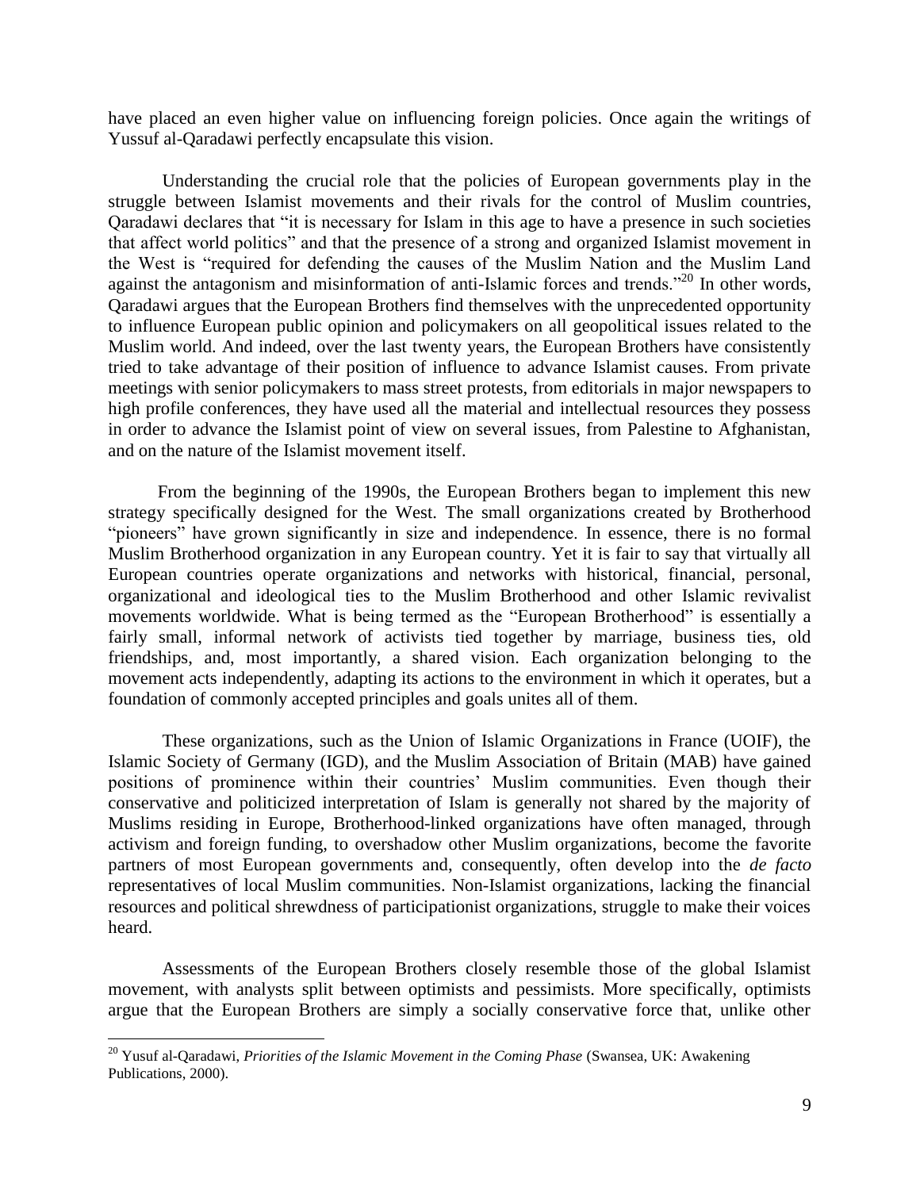have placed an even higher value on influencing foreign policies. Once again the writings of Yussuf al-Qaradawi perfectly encapsulate this vision.

Understanding the crucial role that the policies of European governments play in the struggle between Islamist movements and their rivals for the control of Muslim countries, Qaradawi declares that "it is necessary for Islam in this age to have a presence in such societies that affect world politics" and that the presence of a strong and organized Islamist movement in the West is "required for defending the causes of the Muslim Nation and the Muslim Land against the antagonism and misinformation of anti-Islamic forces and trends."[20] In other words, Qaradawi argues that the European Brothers find themselves with the unprecedented opportunity to influence European public opinion and policymakers on all geopolitical issues related to the Muslim world. And indeed, over the last twenty years, the European Brothers have consistently tried to take advantage of their position of influence to advance Islamist causes. From private meetings with senior policymakers to mass street protests, from editorials in major newspapers to high profile conferences, they have used all the material and intellectual resources they possess in order to advance the Islamist point of view on several issues, from Palestine to Afghanistan, and on the nature of the Islamist movement itself.

From the beginning of the 1990s, the European Brothers began to implement this new strategy specifically designed for the West. The small organizations created by Brotherhood "pioneers" have grown significantly in size and independence. In essence, there is no formal Muslim Brotherhood organization in any European country. Yet it is fair to say that virtually all European countries operate organizations and networks with historical, financial, personal, organizational and ideological ties to the Muslim Brotherhood and other Islamic revivalist movements worldwide. What is being termed as the "European Brotherhood" is essentially a fairly small, informal network of activists tied together by marriage, business ties, old friendships, and, most importantly, a shared vision. Each organization belonging to the movement acts independently, adapting its actions to the environment in which it operates, but a foundation of commonly accepted principles and goals unites all of them.

These organizations, such as the Union of Islamic Organizations in France (UOIF), the Islamic Society of Germany (IGD), and the Muslim Association of Britain (MAB) have gained positions of prominence within their countries' Muslim communities. Even though their conservative and politicized interpretation of Islam is generally not shared by the majority of Muslims residing in Europe, Brotherhood-linked organizations have often managed, through activism and foreign funding, to overshadow other Muslim organizations, become the favorite partners of most European governments and, consequently, often develop into the *de facto* representatives of local Muslim communities. Non-Islamist organizations, lacking the financial resources and political shrewdness of participationist organizations, struggle to make their voices heard.

Assessments of the European Brothers closely resemble those of the global Islamist movement, with analysts split between optimists and pessimists. More specifically, optimists argue that the European Brothers are simply a socially conservative force that, unlike other

[20] Yusuf al-Qaradawi, *Priorities of the Islamic Movement in the Coming Phase* (Swansea, UK: Awakening Publications, 2000).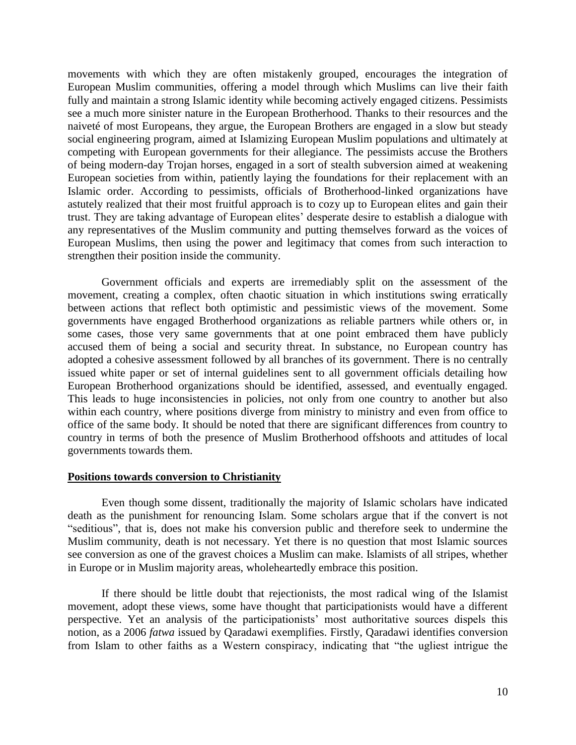movements with which they are often mistakenly grouped, encourages the integration of European Muslim communities, offering a model through which Muslims can live their faith fully and maintain a strong Islamic identity while becoming actively engaged citizens. Pessimists see a much more sinister nature in the European Brotherhood. Thanks to their resources and the naiveté of most Europeans, they argue, the European Brothers are engaged in a slow but steady social engineering program, aimed at Islamizing European Muslim populations and ultimately at competing with European governments for their allegiance. The pessimists accuse the Brothers of being modern-day Trojan horses, engaged in a sort of stealth subversion aimed at weakening European societies from within, patiently laying the foundations for their replacement with an Islamic order. According to pessimists, officials of Brotherhood-linked organizations have astutely realized that their most fruitful approach is to cozy up to European elites and gain their trust. They are taking advantage of European elites' desperate desire to establish a dialogue with any representatives of the Muslim community and putting themselves forward as the voices of European Muslims, then using the power and legitimacy that comes from such interaction to strengthen their position inside the community.

Government officials and experts are irremediably split on the assessment of the movement, creating a complex, often chaotic situation in which institutions swing erratically between actions that reflect both optimistic and pessimistic views of the movement. Some governments have engaged Brotherhood organizations as reliable partners while others or, in some cases, those very same governments that at one point embraced them have publicly accused them of being a social and security threat. In substance, no European country has adopted a cohesive assessment followed by all branches of its government. There is no centrally issued white paper or set of internal guidelines sent to all government officials detailing how European Brotherhood organizations should be identified, assessed, and eventually engaged. This leads to huge inconsistencies in policies, not only from one country to another but also within each country, where positions diverge from ministry to ministry and even from office to office of the same body. It should be noted that there are significant differences from country to country in terms of both the presence of Muslim Brotherhood offshoots and attitudes of local governments towards them.

## Positions towards conversion to Christianity

Even though some dissent, traditionally the majority of Islamic scholars have indicated death as the punishment for renouncing Islam. Some scholars argue that if the convert is not "seditious", that is, does not make his conversion public and therefore seek to undermine the Muslim community, death is not necessary. Yet there is no question that most Islamic sources see conversion as one of the gravest choices a Muslim can make. Islamists of all stripes, whether in Europe or in Muslim majority areas, wholeheartedly embrace this position.

If there should be little doubt that rejectionists, the most radical wing of the Islamist movement, adopt these views, some have thought that participationists would have a different perspective. Yet an analysis of the participationists' most authoritative sources dispels this notion, as a 2006 *fatwa* issued by Qaradawi exemplifies. Firstly, Qaradawi identifies conversion from Islam to other faiths as a Western conspiracy, indicating that "the ugliest intrigue the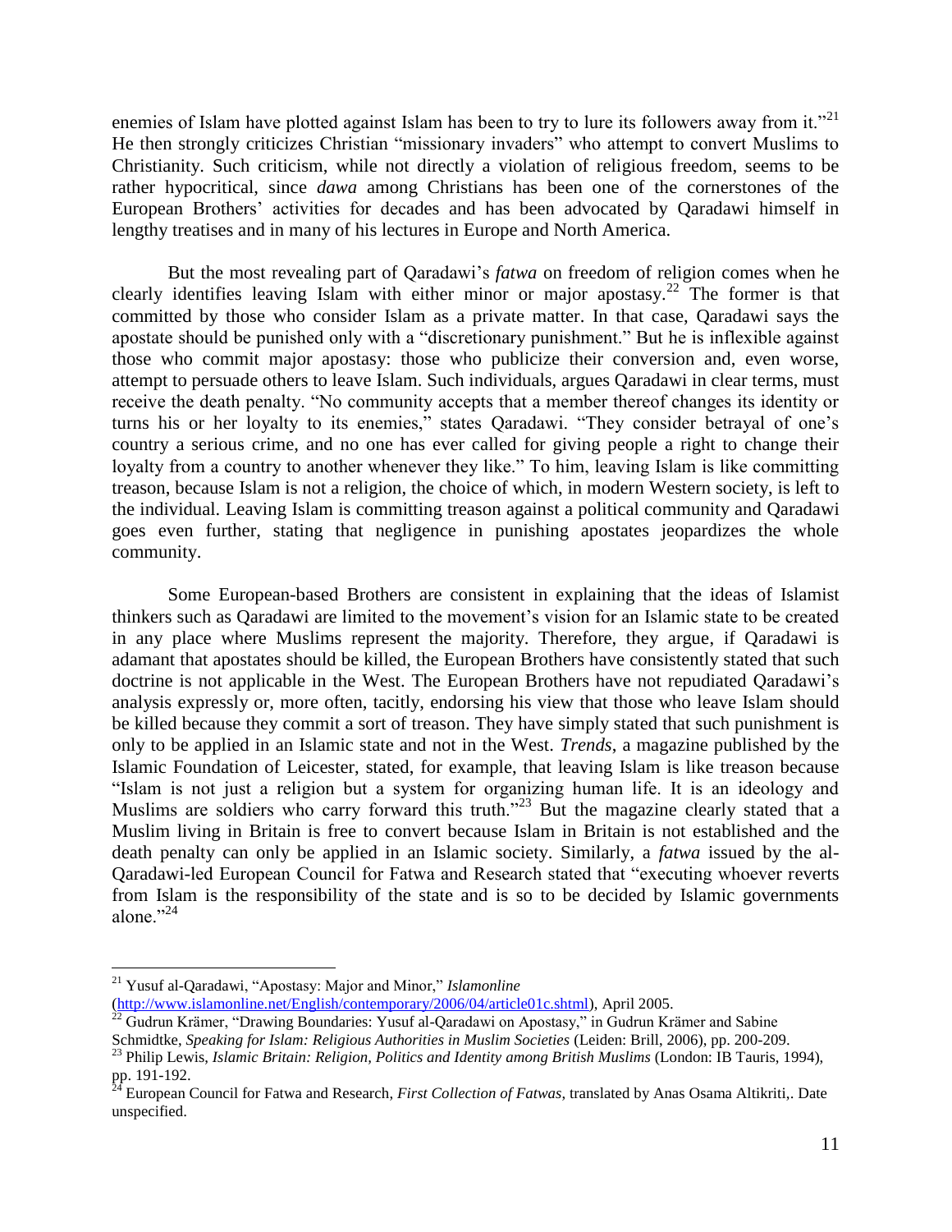enemies of Islam have plotted against Islam has been to try to lure its followers away from it."[21] He then strongly criticizes Christian "missionary invaders" who attempt to convert Muslims to Christianity. Such criticism, while not directly a violation of religious freedom, seems to be rather hypocritical, since *dawa* among Christians has been one of the cornerstones of the European Brothers' activities for decades and has been advocated by Qaradawi himself in lengthy treatises and in many of his lectures in Europe and North America.

But the most revealing part of Qaradawi's *fatwa* on freedom of religion comes when he clearly identifies leaving Islam with either minor or major apostasy.[22] The former is that committed by those who consider Islam as a private matter. In that case, Qaradawi says the apostate should be punished only with a "discretionary punishment." But he is inflexible against those who commit major apostasy: those who publicize their conversion and, even worse, attempt to persuade others to leave Islam. Such individuals, argues Qaradawi in clear terms, must receive the death penalty. "No community accepts that a member thereof changes its identity or turns his or her loyalty to its enemies," states Qaradawi. "They consider betrayal of one's country a serious crime, and no one has ever called for giving people a right to change their loyalty from a country to another whenever they like." To him, leaving Islam is like committing treason, because Islam is not a religion, the choice of which, in modern Western society, is left to the individual. Leaving Islam is committing treason against a political community and Qaradawi goes even further, stating that negligence in punishing apostates jeopardizes the whole community.

Some European-based Brothers are consistent in explaining that the ideas of Islamist thinkers such as Qaradawi are limited to the movement's vision for an Islamic state to be created in any place where Muslims represent the majority. Therefore, they argue, if Qaradawi is adamant that apostates should be killed, the European Brothers have consistently stated that such doctrine is not applicable in the West. The European Brothers have not repudiated Qaradawi's analysis expressly or, more often, tacitly, endorsing his view that those who leave Islam should be killed because they commit a sort of treason. They have simply stated that such punishment is only to be applied in an Islamic state and not in the West. *Trends*, a magazine published by the Islamic Foundation of Leicester, stated, for example, that leaving Islam is like treason because "Islam is not just a religion but a system for organizing human life. It is an ideology and Muslims are soldiers who carry forward this truth."[23] But the magazine clearly stated that a Muslim living in Britain is free to convert because Islam in Britain is not established and the death penalty can only be applied in an Islamic society. Similarly, a *fatwa* issued by the al-Qaradawi-led European Council for Fatwa and Research stated that "executing whoever reverts from Islam is the responsibility of the state and is so to be decided by Islamic governments alone."[24]

---

[21] Yusuf al-Qaradawi, "Apostasy: Major and Minor," *Islamonline* (http://www.islamonline.net/English/contemporary/2006/04/article01c.shtml), April 2005.

[22] Gudrun Krämer, "Drawing Boundaries: Yusuf al-Qaradawi on Apostasy," in Gudrun Krämer and Sabine Schmidtke, *Speaking for Islam: Religious Authorities in Muslim Societies* (Leiden: Brill, 2006), pp. 200-209.

[23] Philip Lewis, *Islamic Britain: Religion, Politics and Identity among British Muslims* (London: IB Tauris, 1994), pp. 191-192.

[24] European Council for Fatwa and Research, *First Collection of Fatwas*, translated by Anas Osama Altikriti,. Date unspecified.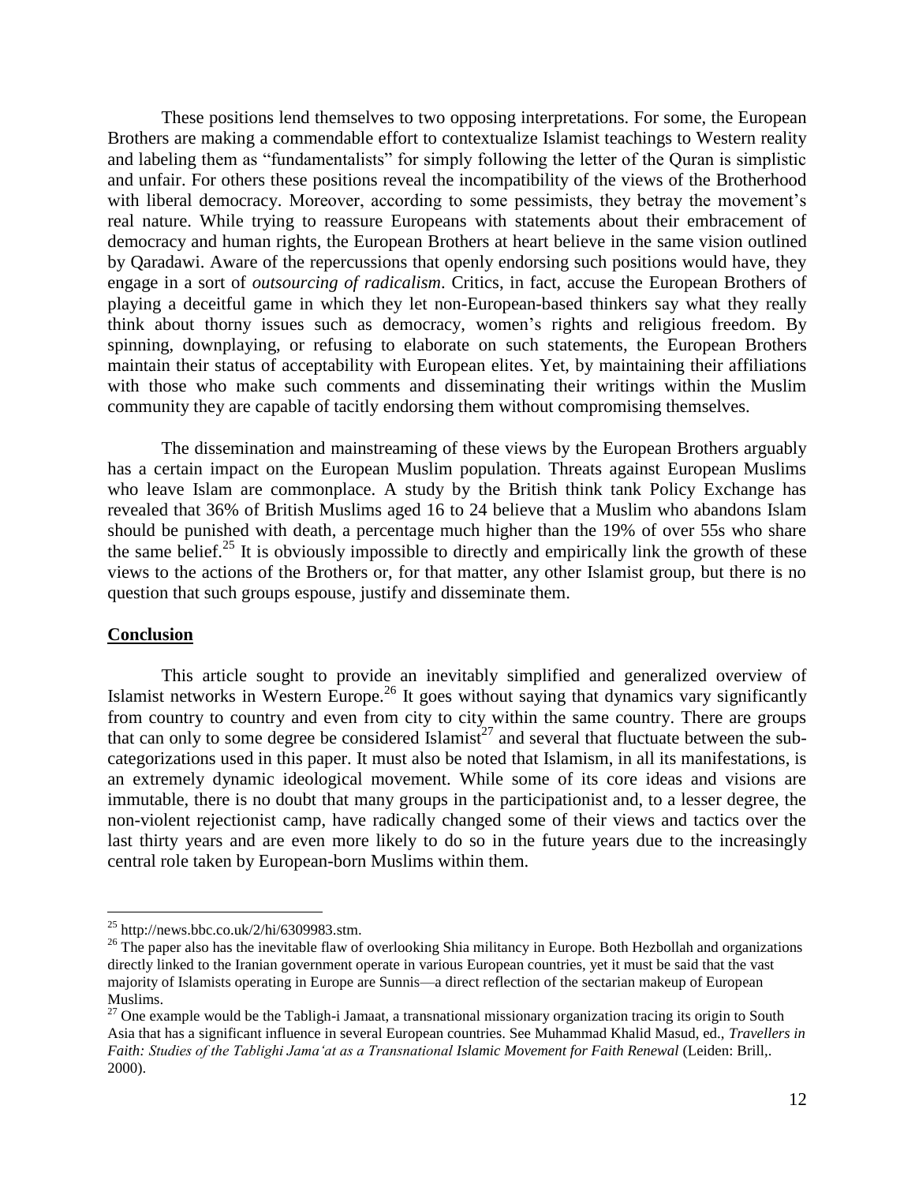These positions lend themselves to two opposing interpretations. For some, the European Brothers are making a commendable effort to contextualize Islamist teachings to Western reality and labeling them as "fundamentalists" for simply following the letter of the Quran is simplistic and unfair. For others these positions reveal the incompatibility of the views of the Brotherhood with liberal democracy. Moreover, according to some pessimists, they betray the movement's real nature. While trying to reassure Europeans with statements about their embracement of democracy and human rights, the European Brothers at heart believe in the same vision outlined by Qaradawi. Aware of the repercussions that openly endorsing such positions would have, they engage in a sort of *outsourcing of radicalism*. Critics, in fact, accuse the European Brothers of playing a deceitful game in which they let non-European-based thinkers say what they really think about thorny issues such as democracy, women's rights and religious freedom. By spinning, downplaying, or refusing to elaborate on such statements, the European Brothers maintain their status of acceptability with European elites. Yet, by maintaining their affiliations with those who make such comments and disseminating their writings within the Muslim community they are capable of tacitly endorsing them without compromising themselves.

The dissemination and mainstreaming of these views by the European Brothers arguably has a certain impact on the European Muslim population. Threats against European Muslims who leave Islam are commonplace. A study by the British think tank Policy Exchange has revealed that 36% of British Muslims aged 16 to 24 believe that a Muslim who abandons Islam should be punished with death, a percentage much higher than the 19% of over 55s who share the same belief.[25] It is obviously impossible to directly and empirically link the growth of these views to the actions of the Brothers or, for that matter, any other Islamist group, but there is no question that such groups espouse, justify and disseminate them.

## Conclusion

This article sought to provide an inevitably simplified and generalized overview of Islamist networks in Western Europe.[26] It goes without saying that dynamics vary significantly from country to country and even from city to city within the same country. There are groups that can only to some degree be considered Islamist[27] and several that fluctuate between the sub-categorizations used in this paper. It must also be noted that Islamism, in all its manifestations, is an extremely dynamic ideological movement. While some of its core ideas and visions are immutable, there is no doubt that many groups in the participationist and, to a lesser degree, the non-violent rejectionist camp, have radically changed some of their views and tactics over the last thirty years and are even more likely to do so in the future years due to the increasingly central role taken by European-born Muslims within them.

---

[25] http://news.bbc.co.uk/2/hi/6309983.stm.

[26] The paper also has the inevitable flaw of overlooking Shia militancy in Europe. Both Hezbollah and organizations directly linked to the Iranian government operate in various European countries, yet it must be said that the vast majority of Islamists operating in Europe are Sunnis—a direct reflection of the sectarian makeup of European Muslims.

[27] One example would be the Tabligh-i Jamaat, a transnational missionary organization tracing its origin to South Asia that has a significant influence in several European countries. See Muhammad Khalid Masud, ed., *Travellers in Faith: Studies of the Tablighi Jama'at as a Transnational Islamic Movement for Faith Renewal* (Leiden: Brill,. 2000).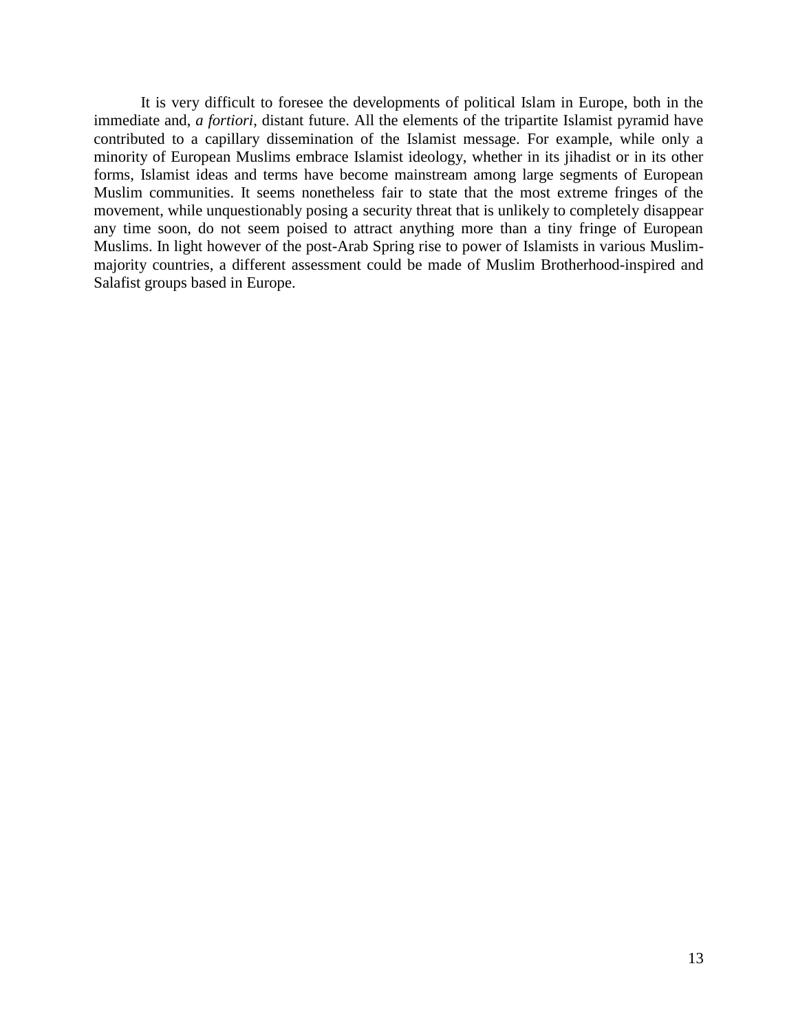It is very difficult to foresee the developments of political Islam in Europe, both in the immediate and, *a fortiori*, distant future. All the elements of the tripartite Islamist pyramid have contributed to a capillary dissemination of the Islamist message. For example, while only a minority of European Muslims embrace Islamist ideology, whether in its jihadist or in its other forms, Islamist ideas and terms have become mainstream among large segments of European Muslim communities. It seems nonetheless fair to state that the most extreme fringes of the movement, while unquestionably posing a security threat that is unlikely to completely disappear any time soon, do not seem poised to attract anything more than a tiny fringe of European Muslims. In light however of the post-Arab Spring rise to power of Islamists in various Muslim-majority countries, a different assessment could be made of Muslim Brotherhood-inspired and Salafist groups based in Europe.